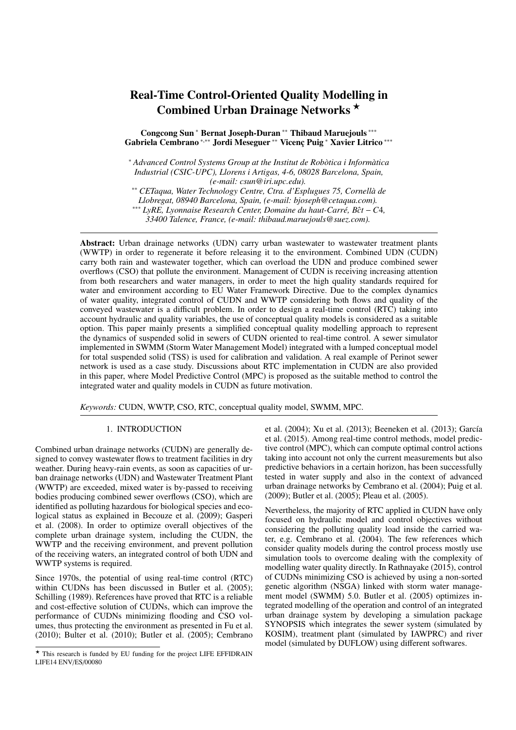# Real-Time Control-Oriented Quality Modelling in Combined Urban Drainage Networks ⋆

**Congcong Sun** * **Bernat Joseph-Duran** ** **Thibaud Maruejouls** *** **Gabriela Cembrano** *,** **Jordi Meseguer** ** **Vicenç Puig** * **Xavier Litrico** ***

\* *Advanced Control Systems Group at the Institut de Robòtica i Informàtica Industrial (CSIC-UPC), Llorens i Artigas, 4-6, 08028 Barcelona, Spain, (e-mail: csun@iri.upc.edu).*

\*\* *CETaqua, Water Technology Centre, Ctra. d'Esplugues 75, Cornellà de Llobregat, 08940 Barcelona, Spain, (e-mail: bjoseph@cetaqua.com).*

\*\*\* *LyRE, Lyonnaise Research Center, Domaine du haut-Carré, Bĉt – C4, 33400 Talence, France, (e-mail: thibaud.maruejouls@suez.com).*

**Abstract:** Urban drainage networks (UDN) carry urban wastewater to wastewater treatment plants (WWTP) in order to regenerate it before releasing it to the environment. Combined UDN (CUDN) carry both rain and wastewater together, which can overload the UDN and produce combined sewer overflows (CSO) that pollute the environment. Management of CUDN is receiving increasing attention from both researchers and water managers, in order to meet the high quality standards required for water and environment according to EU Water Framework Directive. Due to the complex dynamics of water quality, integrated control of CUDN and WWTP considering both flows and quality of the conveyed wastewater is a difficult problem. In order to design a real-time control (RTC) taking into account hydraulic and quality variables, the use of conceptual quality models is considered as a suitable option. This paper mainly presents a simplified conceptual quality modelling approach to represent the dynamics of suspended solid in sewers of CUDN oriented to real-time control. A sewer simulator implemented in SWMM (Storm Water Management Model) integrated with a lumped conceptual model for total suspended solid (TSS) is used for calibration and validation. A real example of Perinot sewer network is used as a case study. Discussions about RTC implementation in CUDN are also provided in this paper, where Model Predictive Control (MPC) is proposed as the suitable method to control the integrated water and quality models in CUDN as future motivation.

*Keywords:* CUDN, WWTP, CSO, RTC, conceptual quality model, SWMM, MPC.

## 1. INTRODUCTION

Combined urban drainage networks (CUDN) are generally designed to convey wastewater flows to treatment facilities in dry weather. During heavy-rain events, as soon as capacities of urban drainage networks (UDN) and Wastewater Treatment Plant (WWTP) are exceeded, mixed water is by-passed to receiving bodies producing combined sewer overflows (CSO), which are identified as polluting hazardous for biological species and ecological status as explained in Becouze et al. (2009); Gasperi et al. (2008). In order to optimize overall objectives of the complete urban drainage system, including the CUDN, the WWTP and the receiving environment, and prevent pollution of the receiving waters, an integrated control of both UDN and WWTP systems is required.

Since 1970s, the potential of using real-time control (RTC) within CUDNs has been discussed in Butler et al. (2005); Schilling (1989). References have proved that RTC is a reliable and cost-effective solution of CUDNs, which can improve the performance of CUDNs minimizing flooding and CSO volumes, thus protecting the environment as presented in Fu et al. (2010); Bulter et al. (2010); Butler et al. (2005); Cembrano et al. (2004); Xu et al. (2013); Beeneken et al. (2013); García et al. (2015). Among real-time control methods, model predictive control (MPC), which can compute optimal control actions taking into account not only the current measurements but also predictive behaviors in a certain horizon, has been successfully tested in water supply and also in the context of advanced urban drainage networks by Cembrano et al. (2004); Puig et al. (2009); Butler et al. (2005); Pleau et al. (2005).

Nevertheless, the majority of RTC applied in CUDN have only focused on hydraulic model and control objectives without considering the polluting quality load inside the carried water, e.g. Cembrano et al. (2004). The few references which consider quality models during the control process mostly use simulation tools to overcome dealing with the complexity of modelling water quality directly. In Rathnayake (2015), control of CUDNs minimizing CSO is achieved by using a non-sorted genetic algorithm (NSGA) linked with storm water management model (SWMM) 5.0. Butler et al. (2005) optimizes integrated modelling of the operation and control of an integrated urban drainage system by developing a simulation package SYNOPSIS which integrates the sewer system (simulated by KOSIM), treatment plant (simulated by IAWPRC) and river model (simulated by DUFLOW) using different softwares.

⋆ This research is funded by EU funding for the project LIFE EFFIDRAIN LIFE14 ENV/ES/00080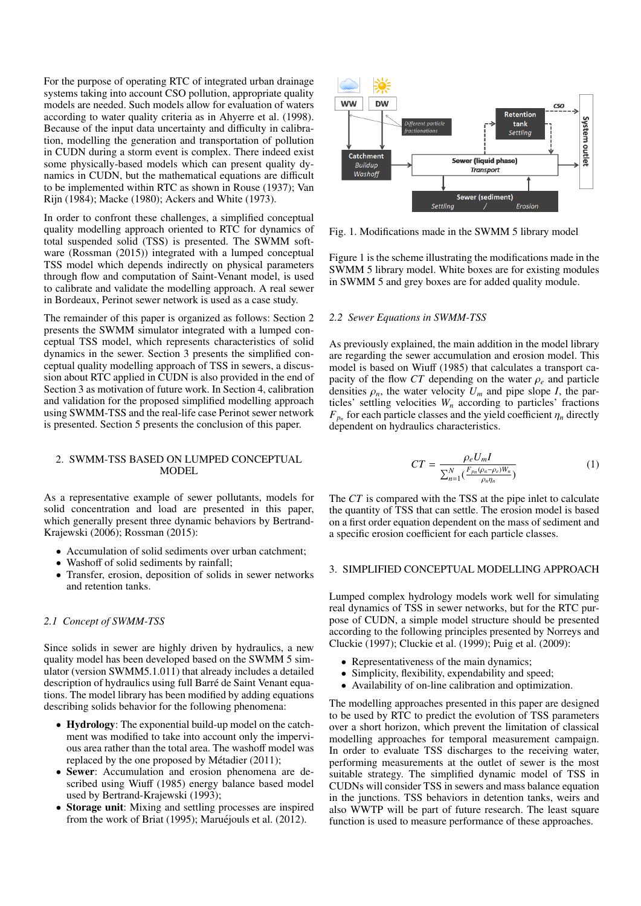For the purpose of operating RTC of integrated urban drainage systems taking into account CSO pollution, appropriate quality models are needed. Such models allow for evaluation of waters according to water quality criteria as in Ahyerre et al. (1998). Because of the input data uncertainty and difficulty in calibration, modelling the generation and transportation of pollution in CUDN during a storm event is complex. There indeed exist some physically-based models which can present quality dynamics in CUDN, but the mathematical equations are difficult to be implemented within RTC as shown in Rouse (1937); Van Rijn (1984); Macke (1980); Ackers and White (1973).

In order to confront these challenges, a simplified conceptual quality modelling approach oriented to RTC for dynamics of total suspended solid (TSS) is presented. The SWMM software (Rossman (2015)) integrated with a lumped conceptual TSS model which depends indirectly on physical parameters through flow and computation of Saint-Venant model, is used to calibrate and validate the modelling approach. A real sewer in Bordeaux, Perinot sewer network is used as a case study.

The remainder of this paper is organized as follows: Section 2 presents the SWMM simulator integrated with a lumped conceptual TSS model, which represents characteristics of solid dynamics in the sewer. Section 3 presents the simplified conceptual quality modelling approach of TSS in sewers, a discussion about RTC applied in CUDN is also provided in the end of Section 3 as motivation of future work. In Section 4, calibration and validation for the proposed simplified modelling approach using SWMM-TSS and the real-life case Perinot sewer network is presented. Section 5 presents the conclusion of this paper.

## 2. SWMM-TSS BASED ON LUMPED CONCEPTUAL MODEL

As a representative example of sewer pollutants, models for solid concentration and load are presented in this paper, which generally present three dynamic behaviors by Bertrand-Krajewski (2006); Rossman (2015):

- Accumulation of solid sediments over urban catchment;
- Washoff of solid sediments by rainfall;
- Transfer, erosion, deposition of solids in sewer networks and retention tanks.

### *2.1 Concept of SWMM-TSS*

Since solids in sewer are highly driven by hydraulics, a new quality model has been developed based on the SWMM 5 simulator (version SWMM5.1.011) that already includes a detailed description of hydraulics using full Barré de Saint Venant equations. The model library has been modified by adding equations describing solids behavior for the following phenomena:

- **Hydrology**: The exponential build-up model on the catchment was modified to take into account only the impervious area rather than the total area. The washoff model was replaced by the one proposed by Métadier (2011);
- **Sewer**: Accumulation and erosion phenomena are described using Wiuff (1985) energy balance based model used by Bertrand-Krajewski (1993);
- **Storage unit**: Mixing and settling processes are inspired from the work of Briat (1995); Maruéjouls et al. (2012).

Fig. 1. Modifications made in the SWMM 5 library model

Figure 1 is the scheme illustrating the modifications made in the SWMM 5 library model. White boxes are for existing modules in SWMM 5 and grey boxes are for added quality module.

### *2.2 Sewer Equations in SWMM-TSS*

As previously explained, the main addition in the model library are regarding the sewer accumulation and erosion model. This model is based on Wiuff (1985) that calculates a transport capacity of the flow $CT$ depending on the water $\rho_e$ and particle densities $\rho_n$, the water velocity $U_m$ and pipe slope $I$, the particles' settling velocities $W_n$ according to particles' fractions $F_{p_n}$ for each particle classes and the yield coefficient $\eta_n$ directly dependent on hydraulics characteristics.

$$CT = \frac{\rho_e U_m I}{\sum_{n=1}^{N}\left(\frac{F_{p_n}(\rho_n - \rho_e)W_n}{\rho_n \eta_n}\right)} \qquad (1)$$

The $CT$ is compared with the TSS at the pipe inlet to calculate the quantity of TSS that can settle. The erosion model is based on a first order equation dependent on the mass of sediment and a specific erosion coefficient for each particle classes.

## 3. SIMPLIFIED CONCEPTUAL MODELLING APPROACH

Lumped complex hydrology models work well for simulating real dynamics of TSS in sewer networks, but for the RTC purpose of CUDN, a simple model structure should be presented according to the following principles presented by Norreys and Cluckie (1997); Cluckie et al. (1999); Puig et al. (2009):

- Representativeness of the main dynamics;
- Simplicity, flexibility, expendability and speed;
- Availability of on-line calibration and optimization.

The modelling approaches presented in this paper are designed to be used by RTC to predict the evolution of TSS parameters over a short horizon, which prevent the limitation of classical modelling approaches for temporal measurement campaign. In order to evaluate TSS discharges to the receiving water, performing measurements at the outlet of sewer is the most suitable strategy. The simplified dynamic model of TSS in CUDNs will consider TSS in sewers and mass balance equation in the junctions. TSS behaviors in detention tanks, weirs and also WWTP will be part of future research. The least square function is used to measure performance of these approaches.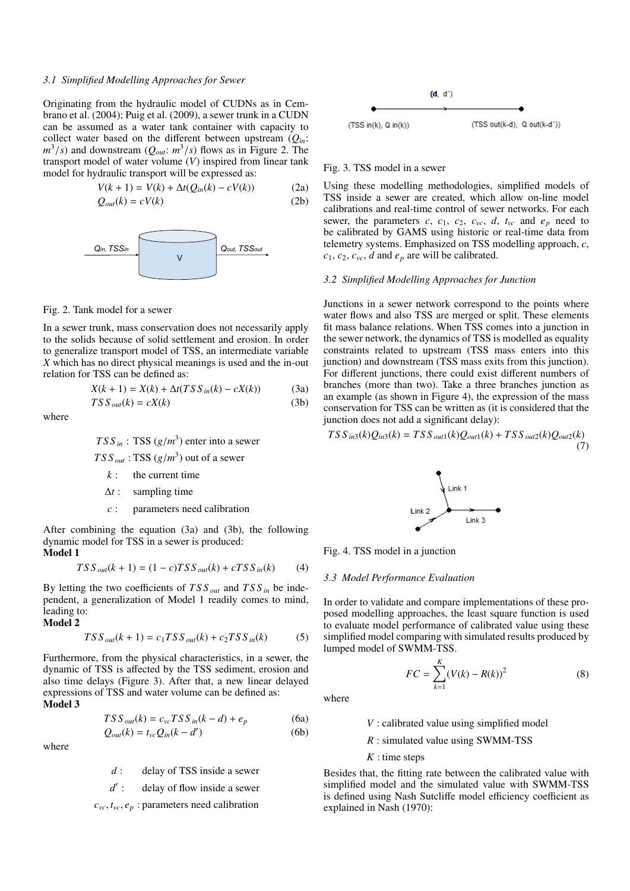### 3.1 Simplified Modelling Approaches for Sewer

Originating from the hydraulic model of CUDNs as in Cembrano et al. (2004); Puig et al. (2009), a sewer trunk in a CUDN can be assumed as a water tank container with capacity to collect water based on the different between upstream ($Q_{in}$: $m^3/s$) and downstream ($Q_{out}$: $m^3/s$) flows as in Figure 2. The transport model of water volume ($V$) inspired from linear tank model for hydraulic transport will be expressed as:

$$V(k+1) = V(k) + \Delta t(Q_{in}(k) - cV(k)) \tag{2a}$$

$$Q_{out}(k) = cV(k) \tag{2b}$$

Fig. 2. Tank model for a sewer

In a sewer trunk, mass conservation does not necessarily apply to the solids because of solid settlement and erosion. In order to generalize transport model of TSS, an intermediate variable $X$ which has no direct physical meanings is used and the in-out relation for TSS can be defined as:

$$X(k+1) = X(k) + \Delta t(TSS_{in}(k) - cX(k)) \tag{3a}$$

$$TSS_{out}(k) = cX(k) \tag{3b}$$

where

- $TSS_{in}$ : TSS ($g/m^3$) enter into a sewer
- $TSS_{out}$ : TSS ($g/m^3$) out of a sewer
- $k$ : the current time
- $\Delta t$ : sampling time
- $c$ : parameters need calibration

After combining the equation (3a) and (3b), the following dynamic model for TSS in a sewer is produced:

**Model 1**

$$TSS_{out}(k+1) = (1-c)TSS_{out}(k) + cTSS_{in}(k) \tag{4}$$

By letting the two coefficients of $TSS_{out}$ and $TSS_{in}$ be independent, a generalization of Model 1 readily comes to mind, leading to:

**Model 2**

$$TSS_{out}(k+1) = c_1 TSS_{out}(k) + c_2 TSS_{in}(k) \tag{5}$$

Furthermore, from the physical characteristics, in a sewer, the dynamic of TSS is affected by the TSS sediment, erosion and also time delays (Figure 3). After that, a new linear delayed expressions of TSS and water volume can be defined as:

**Model 3**

$$TSS_{out}(k) = c_{vc} TSS_{in}(k-d) + e_p \tag{6a}$$

$$Q_{out}(k) = t_{vc} Q_{in}(k-d') \tag{6b}$$

where

- $d$ : delay of TSS inside a sewer
- $d'$ : delay of flow inside a sewer
- $c_{vc}, t_{vc}, e_p$ : parameters need calibration

Fig. 3. TSS model in a sewer

Using these modelling methodologies, simplified models of TSS inside a sewer are created, which allow on-line model calibrations and real-time control of sewer networks. For each sewer, the parameters $c$, $c_1$, $c_2$, $c_{vc}$, $d$, $t_{vc}$ and $e_p$ need to be calibrated by GAMS using historic or real-time data from telemetry systems. Emphasized on TSS modelling approach, $c$, $c_1$, $c_2$, $c_{vc}$, $d$ and $e_p$ are will be calibrated.

### 3.2 Simplified Modelling Approaches for Junction

Junctions in a sewer network correspond to the points where water flows and also TSS are merged or split. These elements fit mass balance relations. When TSS comes into a junction in the sewer network, the dynamics of TSS is modelled as equality constraints related to upstream (TSS mass enters into this junction) and downstream (TSS mass exits from this junction). For different junctions, there could exist different numbers of branches (more than two). Take a three branches junction as an example (as shown in Figure 4), the expression of the mass conservation for TSS can be written as (it is considered that the junction does not add a significant delay):

$$TSS_{in3}(k)Q_{in3}(k) = TSS_{out1}(k)Q_{out1}(k) + TSS_{out2}(k)Q_{out2}(k) \tag{7}$$

Fig. 4. TSS model in a junction

### 3.3 Model Performance Evaluation

In order to validate and compare implementations of these proposed modelling approaches, the least square function is used to evaluate model performance of calibrated value using these simplified model comparing with simulated results produced by lumped model of SWMM-TSS.

$$FC = \sum_{k=1}^{K} (V(k) - R(k))^2 \tag{8}$$

where

- $V$ : calibrated value using simplified model
- $R$ : simulated value using SWMM-TSS
- $K$ : time steps

Besides that, the fitting rate between the calibrated value with simplified model and the simulated value with SWMM-TSS is defined using Nash Sutcliffe model efficiency coefficient as explained in Nash (1970):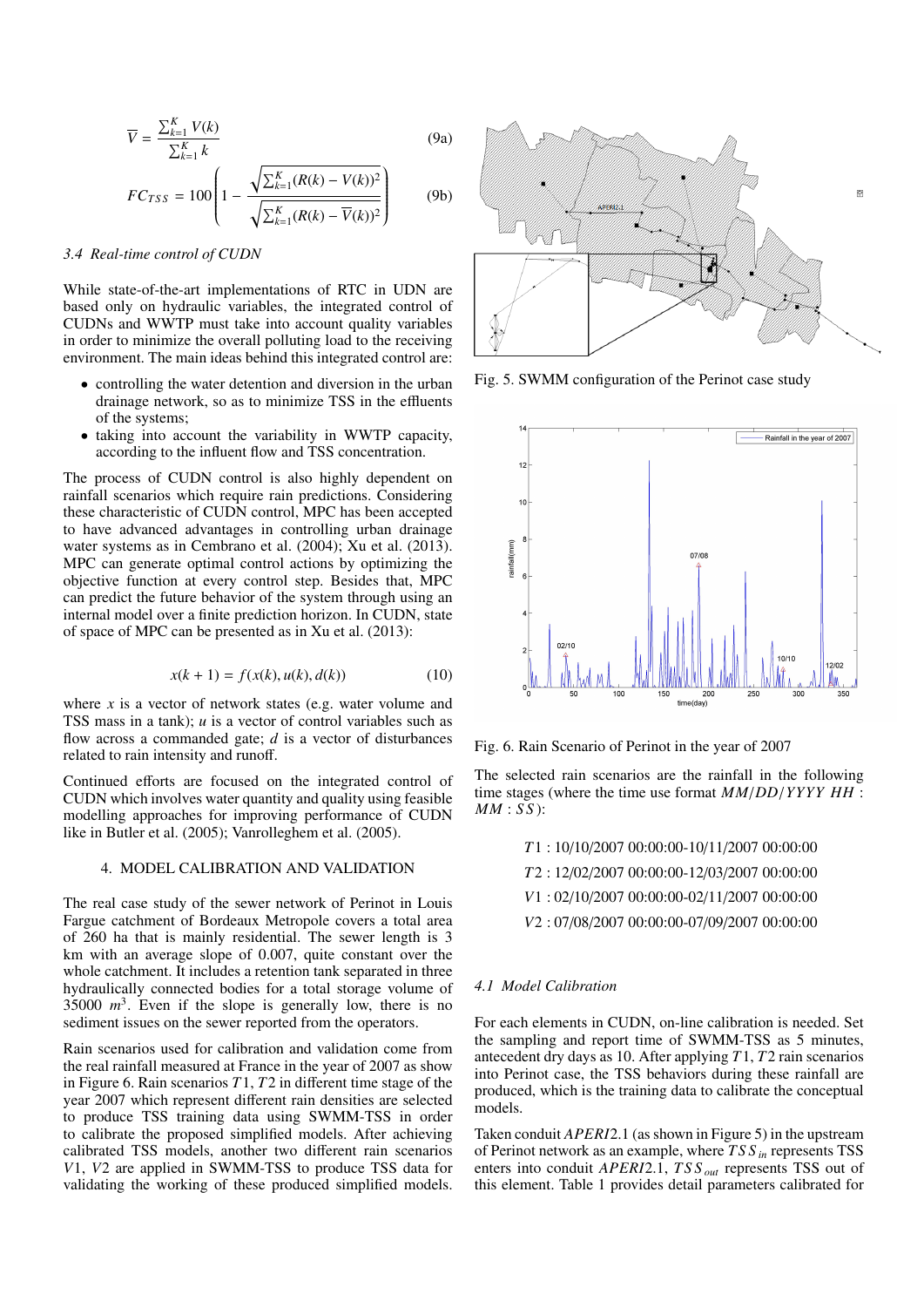$$\overline{V} = \frac{\sum_{k=1}^{K} V(k)}{\sum_{k=1}^{K} k} \tag{9a}$$

$$FC_{TSS} = 100\left(1 - \frac{\sqrt{\sum_{k=1}^{K}(R(k) - V(k))^2}}{\sqrt{\sum_{k=1}^{K}(R(k) - \overline{V}(k))^2}}\right) \tag{9b}$$

### *3.4 Real-time control of CUDN*

While state-of-the-art implementations of RTC in UDN are based only on hydraulic variables, the integrated control of CUDNs and WWTP must take into account quality variables in order to minimize the overall polluting load to the receiving environment. The main ideas behind this integrated control are:

- controlling the water detention and diversion in the urban drainage network, so as to minimize TSS in the effluents of the systems;
- taking into account the variability in WWTP capacity, according to the influent flow and TSS concentration.

The process of CUDN control is also highly dependent on rainfall scenarios which require rain predictions. Considering these characteristic of CUDN control, MPC has been accepted to have advanced advantages in controlling urban drainage water systems as in Cembrano et al. (2004); Xu et al. (2013). MPC can generate optimal control actions by optimizing the objective function at every control step. Besides that, MPC can predict the future behavior of the system through using an internal model over a finite prediction horizon. In CUDN, state of space of MPC can be presented as in Xu et al. (2013):

$$x(k+1) = f(x(k), u(k), d(k)) \tag{10}$$

where $x$ is a vector of network states (e.g. water volume and TSS mass in a tank); $u$ is a vector of control variables such as flow across a commanded gate; $d$ is a vector of disturbances related to rain intensity and runoff.

Continued efforts are focused on the integrated control of CUDN which involves water quantity and quality using feasible modelling approaches for improving performance of CUDN like in Butler et al. (2005); Vanrolleghem et al. (2005).

## 4. MODEL CALIBRATION AND VALIDATION

The real case study of the sewer network of Perinot in Louis Fargue catchment of Bordeaux Metropole covers a total area of 260 ha that is mainly residential. The sewer length is 3 km with an average slope of 0.007, quite constant over the whole catchment. It includes a retention tank separated in three hydraulically connected bodies for a total storage volume of 35000 $m^3$. Even if the slope is generally low, there is no sediment issues on the sewer reported from the operators.

Rain scenarios used for calibration and validation come from the real rainfall measured at France in the year of 2007 as show in Figure 6. Rain scenarios $T1$, $T2$ in different time stage of the year 2007 which represent different rain densities are selected to produce TSS training data using SWMM-TSS in order to calibrate the proposed simplified models. After achieving calibrated TSS models, another two different rain scenarios $V1$, $V2$ are applied in SWMM-TSS to produce TSS data for validating the working of these produced simplified models.

Fig. 5. SWMM configuration of the Perinot case study

Fig. 6. Rain Scenario of Perinot in the year of 2007

The selected rain scenarios are the rainfall in the following time stages (where the time use format $MM/DD/YYYY\ HH:MM:SS$):

$T1$ : 10/10/2007 00:00:00-10/11/2007 00:00:00

$T2$ : 12/02/2007 00:00:00-12/03/2007 00:00:00

$V1$ : 02/10/2007 00:00:00-02/11/2007 00:00:00

$V2$ : 07/08/2007 00:00:00-07/09/2007 00:00:00

### *4.1 Model Calibration*

For each elements in CUDN, on-line calibration is needed. Set the sampling and report time of SWMM-TSS as 5 minutes, antecedent dry days as 10. After applying $T1$, $T2$ rain scenarios into Perinot case, the TSS behaviors during these rainfall are produced, which is the training data to calibrate the conceptual models.

Taken conduit $APERI2.1$ (as shown in Figure 5) in the upstream of Perinot network as an example, where $TSS_{in}$ represents TSS enters into conduit $APERI2.1$, $TSS_{out}$ represents TSS out of this element. Table 1 provides detail parameters calibrated for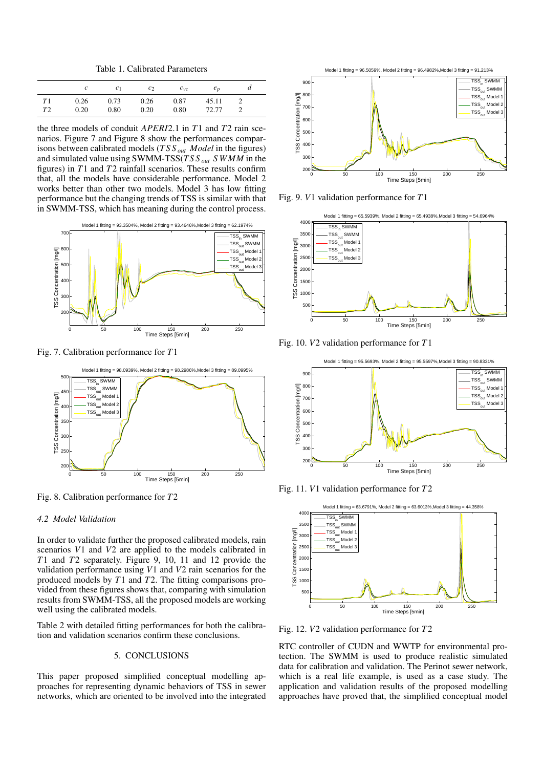Table 1. Calibrated Parameters

| | $c$ | $c_1$ | $c_2$ | $c_{vc}$ | $e_p$ | $d$ |
|---|---|---|---|---|---|---|
| $T1$ | 0.26 | 0.73 | 0.26 | 0.87 | 45.11 | 2 |
| $T2$ | 0.20 | 0.80 | 0.20 | 0.80 | 72.77 | 2 |

the three models of conduit *APERI*2.1 in $T1$ and $T2$ rain scenarios. Figure 7 and Figure 8 show the performances comparisons between calibrated models ($TSS_{out}$ *Model* in the figures) and simulated value using SWMM-TSS($TSS_{out}$ $SWMM$ in the figures) in $T1$ and $T2$ rainfall scenarios. These results confirm that, all the models have considerable performance. Model 2 works better than other two models. Model 3 has low fitting performance but the changing trends of TSS is similar with that in SWMM-TSS, which has meaning during the control process.

Fig. 7. Calibration performance for $T1$

Fig. 8. Calibration performance for $T2$

### 4.2 Model Validation

In order to validate further the proposed calibrated models, rain scenarios $V1$ and $V2$ are applied to the models calibrated in $T1$ and $T2$ separately. Figure 9, 10, 11 and 12 provide the validation performance using $V1$ and $V2$ rain scenarios for the produced models by $T1$ and $T2$. The fitting comparisons provided from these figures shows that, comparing with simulation results from SWMM-TSS, all the proposed models are working well using the calibrated models.

Table 2 with detailed fitting performances for both the calibration and validation scenarios confirm these conclusions.

## 5. CONCLUSIONS

This paper proposed simplified conceptual modelling approaches for representing dynamic behaviors of TSS in sewer networks, which are oriented to be involved into the integrated RTC controller of CUDN and WWTP for environmental protection. The SWMM is used to produce realistic simulated data for calibration and validation. The Perinot sewer network, which is a real life example, is used as a case study. The application and validation results of the proposed modelling approaches have proved that, the simplified conceptual model

Fig. 9. $V1$ validation performance for $T1$

Fig. 10. $V2$ validation performance for $T1$

Fig. 11. $V1$ validation performance for $T2$

Fig. 12. $V2$ validation performance for $T2$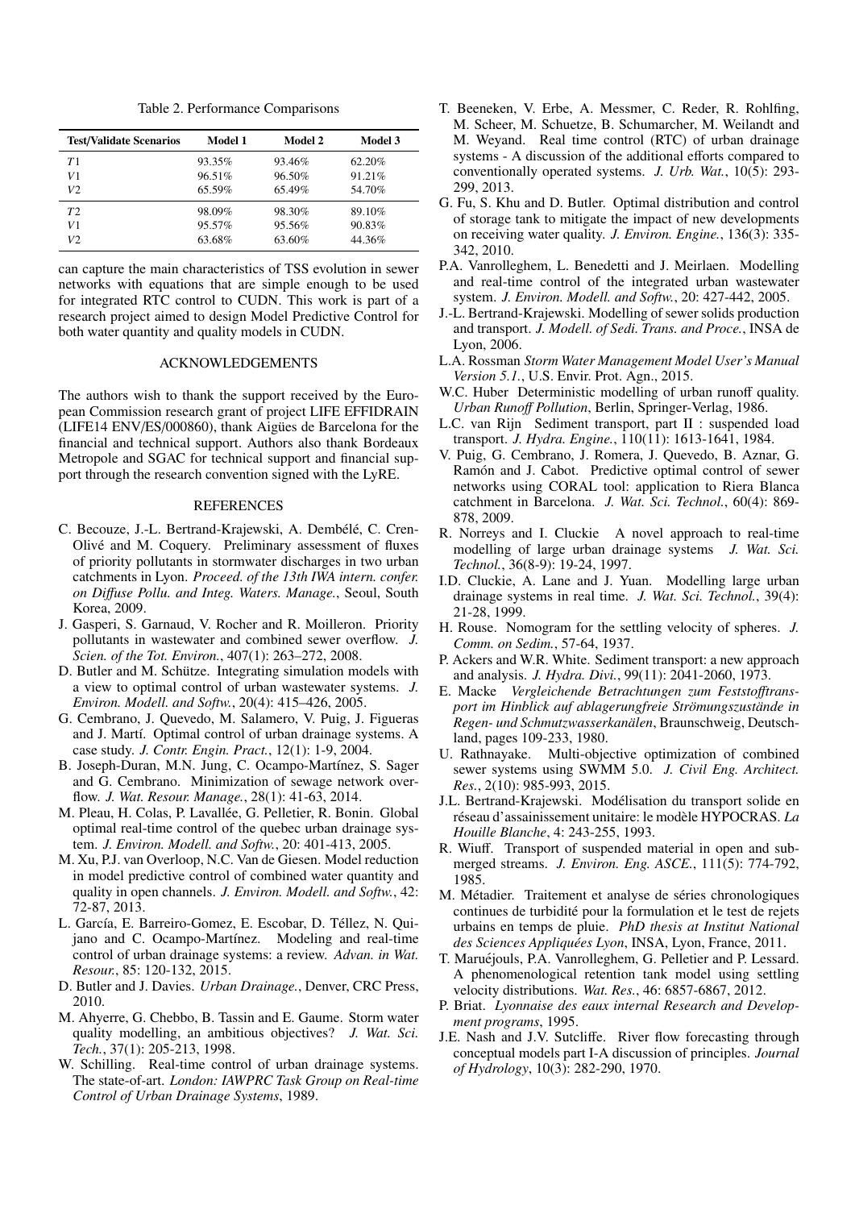Table 2. Performance Comparisons

| Test/Validate Scenarios | Model 1 | Model 2 | Model 3 |
|---|---|---|---|
| $T1$ | 93.35% | 93.46% | 62.20% |
| $V1$ | 96.51% | 96.50% | 91.21% |
| $V2$ | 65.59% | 65.49% | 54.70% |
| $T2$ | 98.09% | 98.30% | 89.10% |
| $V1$ | 95.57% | 95.56% | 90.83% |
| $V2$ | 63.68% | 63.60% | 44.36% |

can capture the main characteristics of TSS evolution in sewer networks with equations that are simple enough to be used for integrated RTC control to CUDN. This work is part of a research project aimed to design Model Predictive Control for both water quantity and quality models in CUDN.

## ACKNOWLEDGEMENTS

The authors wish to thank the support received by the European Commission research grant of project LIFE EFFIDRAIN (LIFE14 ENV/ES/000860), thank Aigües de Barcelona for the financial and technical support. Authors also thank Bordeaux Metropole and SGAC for technical support and financial support through the research convention signed with the LyRE.

## REFERENCES

C. Becouze, J.-L. Bertrand-Krajewski, A. Dembélé, C. Cren-Olivé and M. Coquery. Preliminary assessment of fluxes of priority pollutants in stormwater discharges in two urban catchments in Lyon. *Proceed. of the 13th IWA intern. confer. on Diffuse Pollu. and Integ. Waters. Manage.*, Seoul, South Korea, 2009.

J. Gasperi, S. Garnaud, V. Rocher and R. Moilleron. Priority pollutants in wastewater and combined sewer overflow. *J. Scien. of the Tot. Environ.*, 407(1): 263–272, 2008.

D. Butler and M. Schütze. Integrating simulation models with a view to optimal control of urban wastewater systems. *J. Environ. Modell. and Softw.*, 20(4): 415–426, 2005.

G. Cembrano, J. Quevedo, M. Salamero, V. Puig, J. Figueras and J. Martí. Optimal control of urban drainage systems. A case study. *J. Contr. Engin. Pract.*, 12(1): 1-9, 2004.

B. Joseph-Duran, M.N. Jung, C. Ocampo-Martínez, S. Sager and G. Cembrano. Minimization of sewage network overflow. *J. Wat. Resour. Manage.*, 28(1): 41-63, 2014.

M. Pleau, H. Colas, P. Lavallée, G. Pelletier, R. Bonin. Global optimal real-time control of the quebec urban drainage system. *J. Environ. Modell. and Softw.*, 20: 401-413, 2005.

M. Xu, P.J. van Overloop, N.C. Van de Giesen. Model reduction in model predictive control of combined water quantity and quality in open channels. *J. Environ. Modell. and Softw.*, 42: 72-87, 2013.

L. García, E. Barreiro-Gomez, E. Escobar, D. Téllez, N. Quijano and C. Ocampo-Martínez. Modeling and real-time control of urban drainage systems: a review. *Advan. in Wat. Resour.*, 85: 120-132, 2015.

D. Butler and J. Davies. *Urban Drainage.*, Denver, CRC Press, 2010.

M. Ahyerre, G. Chebbo, B. Tassin and E. Gaume. Storm water quality modelling, an ambitious objectives? *J. Wat. Sci. Tech.*, 37(1): 205-213, 1998.

W. Schilling. Real-time control of urban drainage systems. The state-of-art. *London: IAWPRC Task Group on Real-time Control of Urban Drainage Systems*, 1989.

T. Beeneken, V. Erbe, A. Messmer, C. Reder, R. Rohlfing, M. Scheer, M. Schuetze, B. Schumarcher, M. Weilandt and M. Weyand. Real time control (RTC) of urban drainage systems - A discussion of the additional efforts compared to conventionally operated systems. *J. Urb. Wat.*, 10(5): 293-299, 2013.

G. Fu, S. Khu and D. Butler. Optimal distribution and control of storage tank to mitigate the impact of new developments on receiving water quality. *J. Environ. Engine.*, 136(3): 335-342, 2010.

P.A. Vanrolleghem, L. Benedetti and J. Meirlaen. Modelling and real-time control of the integrated urban wastewater system. *J. Environ. Modell. and Softw.*, 20: 427-442, 2005.

J.-L. Bertrand-Krajewski. Modelling of sewer solids production and transport. *J. Modell. of Sedi. Trans. and Proce.*, INSA de Lyon, 2006.

L.A. Rossman *Storm Water Management Model User's Manual Version 5.1.*, U.S. Envir. Prot. Agn., 2015.

W.C. Huber Deterministic modelling of urban runoff quality. *Urban Runoff Pollution*, Berlin, Springer-Verlag, 1986.

L.C. van Rijn Sediment transport, part II : suspended load transport. *J. Hydra. Engine.*, 110(11): 1613-1641, 1984.

V. Puig, G. Cembrano, J. Romera, J. Quevedo, B. Aznar, G. Ramón and J. Cabot. Predictive optimal control of sewer networks using CORAL tool: application to Riera Blanca catchment in Barcelona. *J. Wat. Sci. Technol.*, 60(4): 869-878, 2009.

R. Norreys and I. Cluckie A novel approach to real-time modelling of large urban drainage systems *J. Wat. Sci. Technol.*, 36(8-9): 19-24, 1997.

I.D. Cluckie, A. Lane and J. Yuan. Modelling large urban drainage systems in real time. *J. Wat. Sci. Technol.*, 39(4): 21-28, 1999.

H. Rouse. Nomogram for the settling velocity of spheres. *J. Comm. on Sedim.*, 57-64, 1937.

P. Ackers and W.R. White. Sediment transport: a new approach and analysis. *J. Hydra. Divi.*, 99(11): 2041-2060, 1973.

E. Macke *Vergleichende Betrachtungen zum Feststofftransport im Hinblick auf ablagerungfreie Strömungszustände in Regen- und Schmutzwasserkanälen*, Braunschweig, Deutschland, pages 109-233, 1980.

U. Rathnayake. Multi-objective optimization of combined sewer systems using SWMM 5.0. *J. Civil Eng. Architect. Res.*, 2(10): 985-993, 2015.

J.L. Bertrand-Krajewski. Modélisation du transport solide en réseau d'assainissement unitaire: le modèle HYPOCRAS. *La Houille Blanche*, 4: 243-255, 1993.

R. Wiuff. Transport of suspended material in open and submerged streams. *J. Environ. Eng. ASCE.*, 111(5): 774-792, 1985.

M. Métadier. Traitement et analyse de séries chronologiques continues de turbidité pour la formulation et le test de rejets urbains en temps de pluie. *PhD thesis at Institut National des Sciences Appliquées Lyon*, INSA, Lyon, France, 2011.

T. Maruéjouls, P.A. Vanrolleghem, G. Pelletier and P. Lessard. A phenomenological retention tank model using settling velocity distributions. *Wat. Res.*, 46: 6857-6867, 2012.

P. Briat. *Lyonnaise des eaux internal Research and Development programs*, 1995.

J.E. Nash and J.V. Sutcliffe. River flow forecasting through conceptual models part I-A discussion of principles. *Journal of Hydrology*, 10(3): 282-290, 1970.